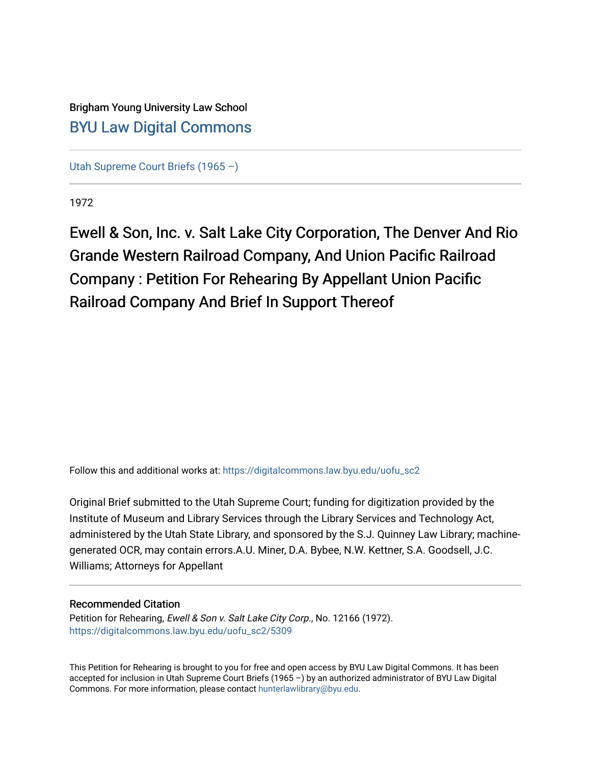Brigham Young University Law School

[BYU Law Digital Commons](https://digitalcommons.law.byu.edu/)

[Utah Supreme Court Briefs (1965 –)](https://digitalcommons.law.byu.edu/uofu_sc2)

1972

# Ewell & Son, Inc. v. Salt Lake City Corporation, The Denver And Rio Grande Western Railroad Company, And Union Pacific Railroad Company : Petition For Rehearing By Appellant Union Pacific Railroad Company And Brief In Support Thereof

Follow this and additional works at: https://digitalcommons.law.byu.edu/uofu_sc2

Original Brief submitted to the Utah Supreme Court; funding for digitization provided by the Institute of Museum and Library Services through the Library Services and Technology Act, administered by the Utah State Library, and sponsored by the S.J. Quinney Law Library; machine-generated OCR, may contain errors.A.U. Miner, D.A. Bybee, N.W. Kettner, S.A. Goodsell, J.C. Williams; Attorneys for Appellant

## Recommended Citation

Petition for Rehearing, *Ewell & Son v. Salt Lake City Corp.*, No. 12166 (1972).
https://digitalcommons.law.byu.edu/uofu_sc2/5309

This Petition for Rehearing is brought to you for free and open access by BYU Law Digital Commons. It has been accepted for inclusion in Utah Supreme Court Briefs (1965 –) by an authorized administrator of BYU Law Digital Commons. For more information, please contact hunterlawlibrary@byu.edu.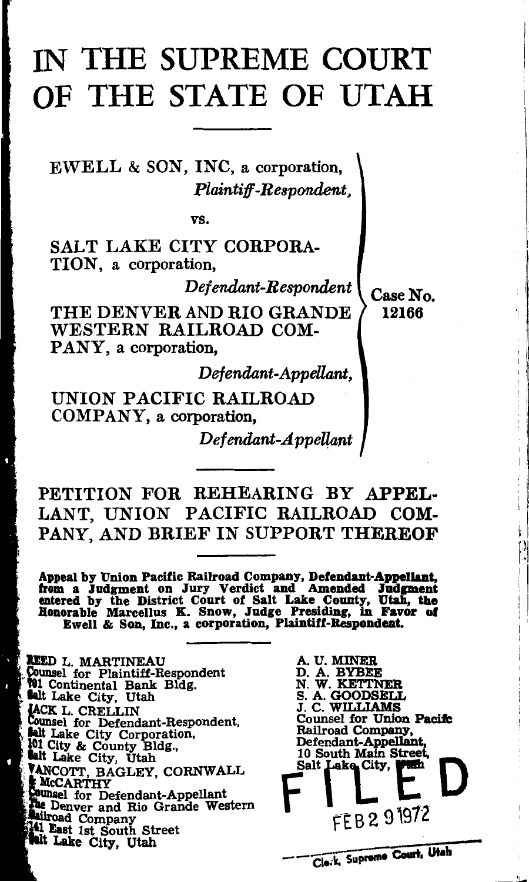# IN THE SUPREME COURT OF THE STATE OF UTAH

---

EWELL & SON, INC, a corporation,
*Plaintiff-Respondent,*

vs.

SALT LAKE CITY CORPORATION, a corporation,
*Defendant-Respondent*

THE DENVER AND RIO GRANDE WESTERN RAILROAD COMPANY, a corporation,
*Defendant-Appellant,*

UNION PACIFIC RAILROAD COMPANY, a corporation,
*Defendant-Appellant*

Case No. 12166

---

## PETITION FOR REHEARING BY APPELLANT, UNION PACIFIC RAILROAD COMPANY, AND BRIEF IN SUPPORT THEREOF

---

**Appeal by Union Pacific Railroad Company, Defendant-Appellant, from a Judgment on Jury Verdict and Amended Judgment entered by the District Court of Salt Lake County, Utah, the Honorable Marcellus K. Snow, Judge Presiding, in Favor of Ewell & Son, Inc., a corporation, Plaintiff-Respondent.**

---

REED L. MARTINEAU
Counsel for Plaintiff-Respondent
701 Continental Bank Bldg.
Salt Lake City, Utah

JACK L. CRELLIN
Counsel for Defendant-Respondent,
Salt Lake City Corporation,
101 City & County Bldg.,
Salt Lake City, Utah

VANCOTT, BAGLEY, CORNWALL & McCARTHY
Counsel for Defendant-Appellant
The Denver and Rio Grande Western Railroad Company
141 East 1st South Street
Salt Lake City, Utah

A. U. MINER
D. A. BYBEE
N. W. KETTNER
S. A. GOODSELL
J. C. WILLIAMS
Counsel for Union Pacific Railroad Company,
Defendant-Appellant,
10 South Main Street,
Salt Lake City, Utah

FILED
FEB 29 1972
Clerk, Supreme Court, Utah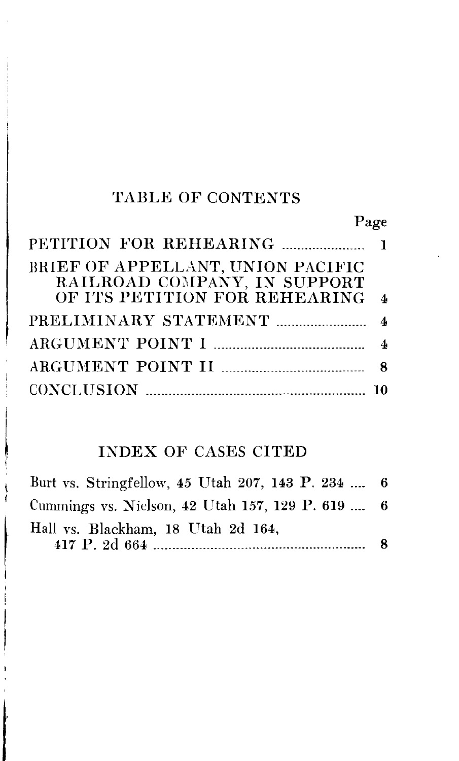## TABLE OF CONTENTS

| | Page |
|---|---|
| PETITION FOR REHEARING | 1 |
| BRIEF OF APPELLANT, UNION PACIFIC RAILROAD COMPANY, IN SUPPORT OF ITS PETITION FOR REHEARING | 4 |
| PRELIMINARY STATEMENT | 4 |
| ARGUMENT POINT I | 4 |
| ARGUMENT POINT II | 8 |
| CONCLUSION | 10 |

## INDEX OF CASES CITED

| | |
|---|---|
| Burt vs. Stringfellow, 45 Utah 207, 143 P. 234 | 6 |
| Cummings vs. Nielson, 42 Utah 157, 129 P. 619 | 6 |
| Hall vs. Blackham, 18 Utah 2d 164, 417 P. 2d 664 | 8 |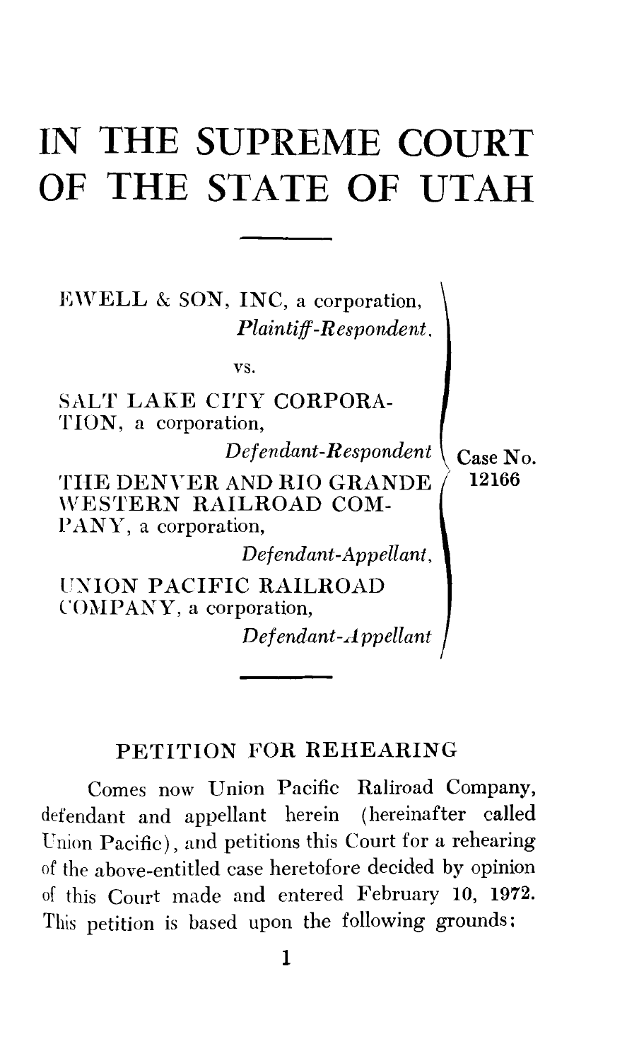# IN THE SUPREME COURT OF THE STATE OF UTAH

EWELL & SON, INC, a corporation,
*Plaintiff-Respondent.*

vs.

SALT LAKE CITY CORPORATION, a corporation,
*Defendant-Respondent*

THE DENVER AND RIO GRANDE WESTERN RAILROAD COMPANY, a corporation,
*Defendant-Appellant,*

UNION PACIFIC RAILROAD COMPANY, a corporation,
*Defendant-Appellant*

Case No. 12166

## PETITION FOR REHEARING

Comes now Union Pacific Raliroad Company, defendant and appellant herein (hereinafter called Union Pacific), and petitions this Court for a rehearing of the above-entitled case heretofore decided by opinion of this Court made and entered February 10, 1972. This petition is based upon the following grounds: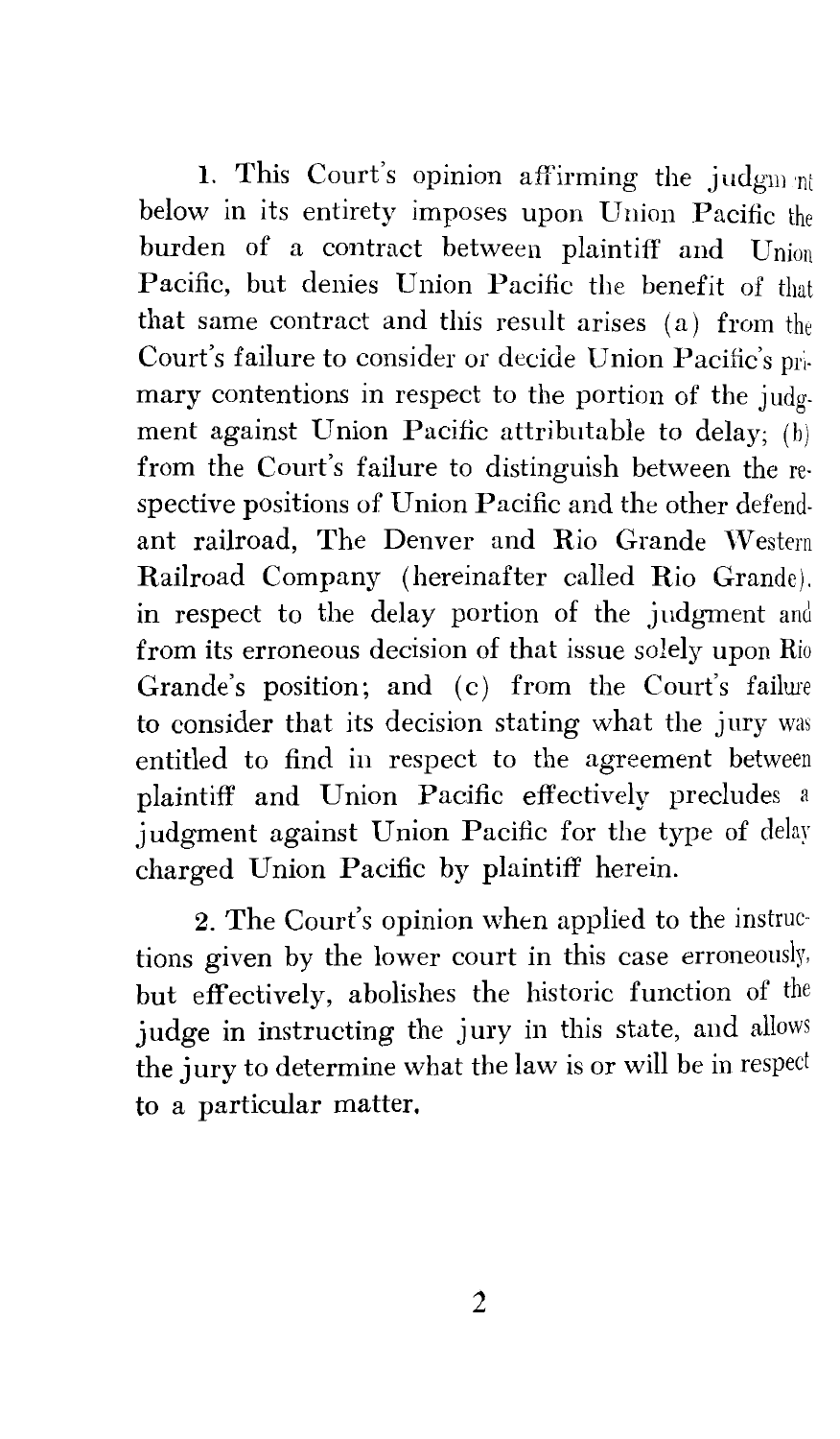1. This Court's opinion affirming the judgment below in its entirety imposes upon Union Pacific the burden of a contract between plaintiff and Union Pacific, but denies Union Pacific the benefit of that that same contract and this result arises (a) from the Court's failure to consider or decide Union Pacific's primary contentions in respect to the portion of the judgment against Union Pacific attributable to delay; (b) from the Court's failure to distinguish between the respective positions of Union Pacific and the other defendant railroad, The Denver and Rio Grande Western Railroad Company (hereinafter called Rio Grande), in respect to the delay portion of the judgment and from its erroneous decision of that issue solely upon Rio Grande's position; and (c) from the Court's failure to consider that its decision stating what the jury was entitled to find in respect to the agreement between plaintiff and Union Pacific effectively precludes a judgment against Union Pacific for the type of delay charged Union Pacific by plaintiff herein.

2. The Court's opinion when applied to the instructions given by the lower court in this case erroneously, but effectively, abolishes the historic function of the judge in instructing the jury in this state, and allows the jury to determine what the law is or will be in respect to a particular matter.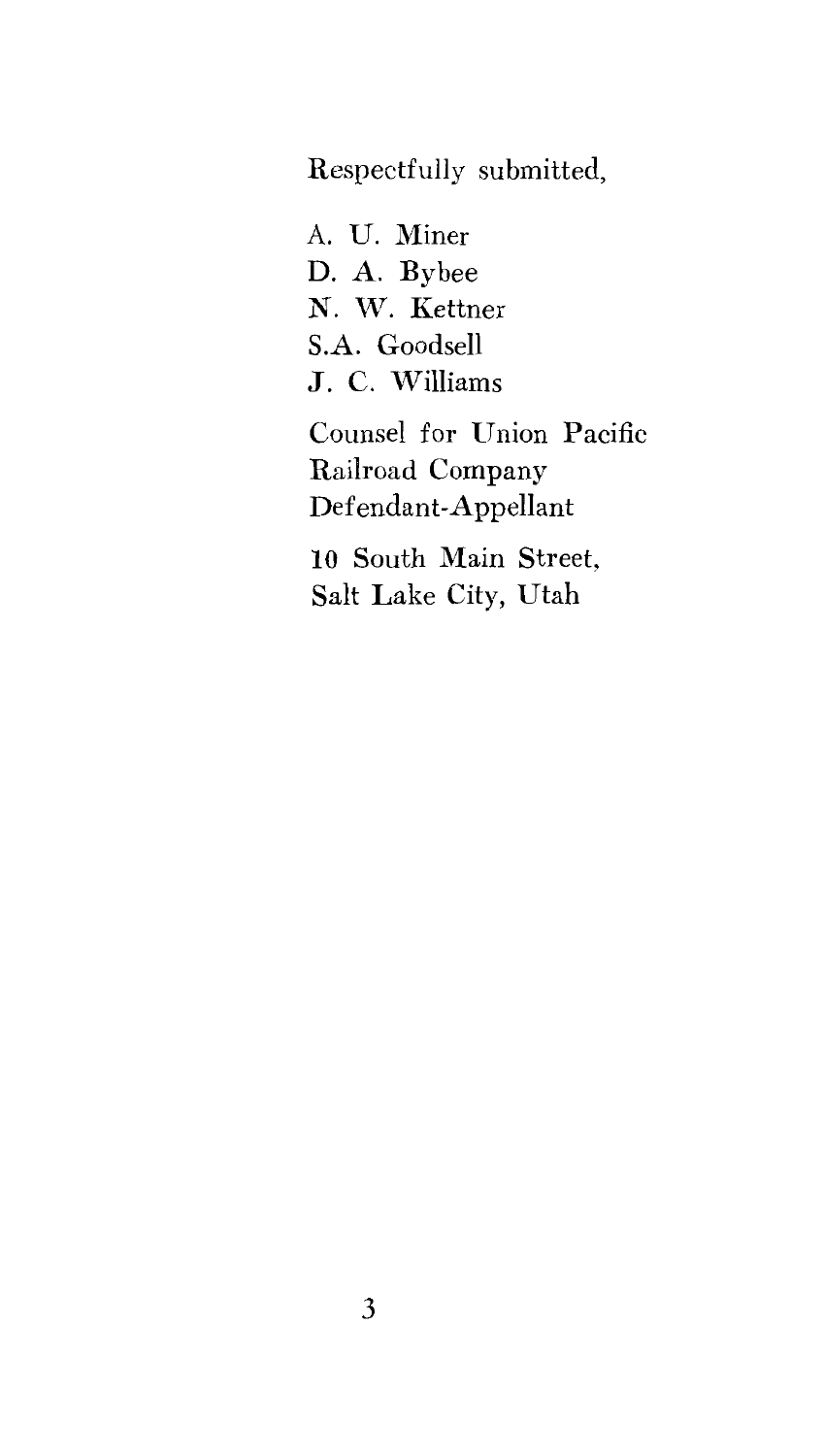Respectfully submitted,

A. U. Miner
D. A. Bybee
N. W. Kettner
S.A. Goodsell
J. C. Williams

Counsel for Union Pacific
Railroad Company
Defendant-Appellant

10 South Main Street,
Salt Lake City, Utah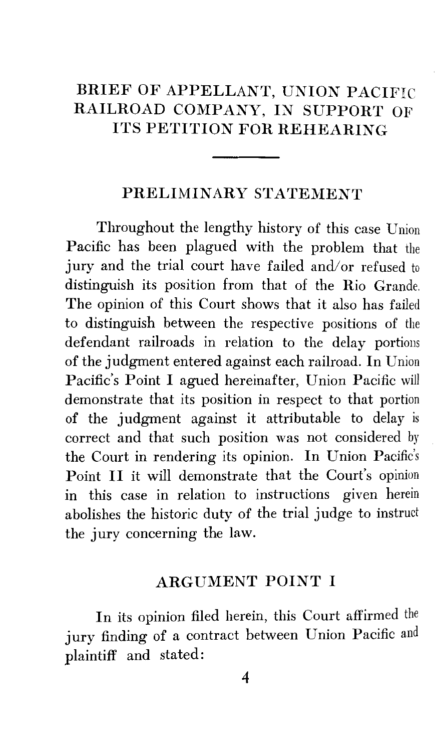# BRIEF OF APPELLANT, UNION PACIFIC RAILROAD COMPANY, IN SUPPORT OF ITS PETITION FOR REHEARING

## PRELIMINARY STATEMENT

Throughout the lengthy history of this case Union Pacific has been plagued with the problem that the jury and the trial court have failed and/or refused to distinguish its position from that of the Rio Grande. The opinion of this Court shows that it also has failed to distinguish between the respective positions of the defendant railroads in relation to the delay portions of the judgment entered against each railroad. In Union Pacific's Point I agued hereinafter, Union Pacific will demonstrate that its position in respect to that portion of the judgment against it attributable to delay is correct and that such position was not considered by the Court in rendering its opinion. In Union Pacific's Point II it will demonstrate that the Court's opinion in this case in relation to instructions given herein abolishes the historic duty of the trial judge to instruct the jury concerning the law.

## ARGUMENT POINT I

In its opinion filed herein, this Court affirmed the jury finding of a contract between Union Pacific and plaintiff and stated: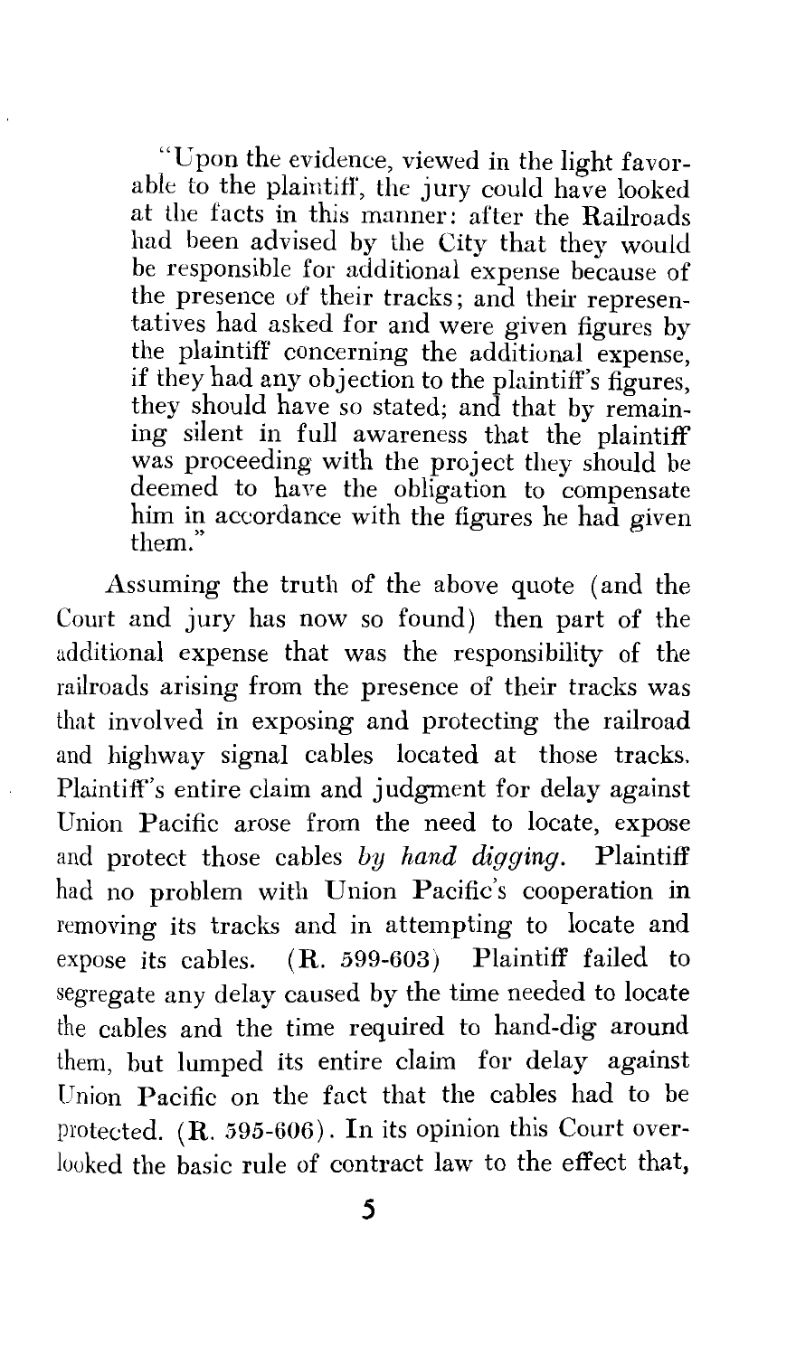"Upon the evidence, viewed in the light favorable to the plaintiff, the jury could have looked at the facts in this manner: after the Railroads had been advised by the City that they would be responsible for additional expense because of the presence of their tracks; and their representatives had asked for and were given figures by the plaintiff concerning the additional expense, if they had any objection to the plaintiff's figures, they should have so stated; and that by remaining silent in full awareness that the plaintiff was proceeding with the project they should be deemed to have the obligation to compensate him in accordance with the figures he had given them."

Assuming the truth of the above quote (and the Court and jury has now so found) then part of the additional expense that was the responsibility of the railroads arising from the presence of their tracks was that involved in exposing and protecting the railroad and highway signal cables located at those tracks. Plaintiff's entire claim and judgment for delay against Union Pacific arose from the need to locate, expose and protect those cables *by hand digging*. Plaintiff had no problem with Union Pacific's cooperation in removing its tracks and in attempting to locate and expose its cables. (R. 599-603) Plaintiff failed to segregate any delay caused by the time needed to locate the cables and the time required to hand-dig around them, but lumped its entire claim for delay against Union Pacific on the fact that the cables had to be protected. (R. 595-606). In its opinion this Court overlooked the basic rule of contract law to the effect that,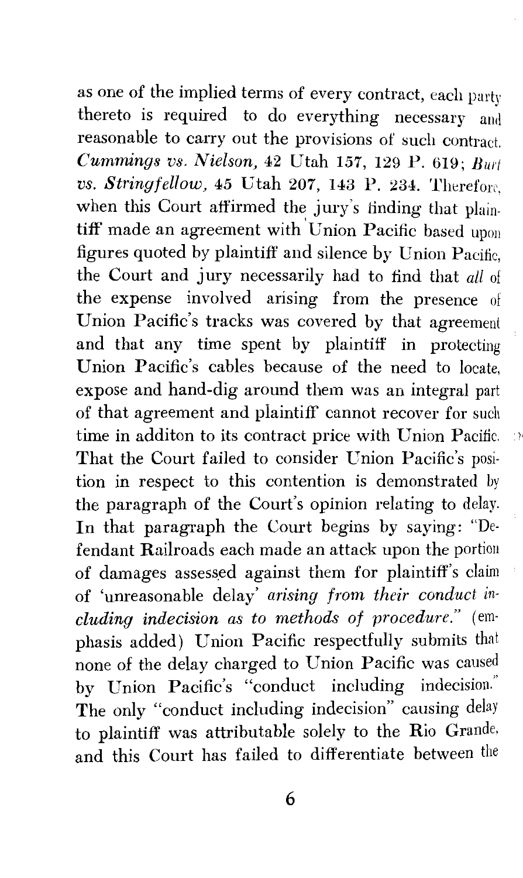as one of the implied terms of every contract, each party thereto is required to do everything necessary and reasonable to carry out the provisions of such contract. *Cummings vs. Nielson,* 42 Utah 157, 129 P. 619; *Burt vs. Stringfellow,* 45 Utah 207, 143 P. 234. Therefore, when this Court affirmed the jury's finding that plaintiff made an agreement with Union Pacific based upon figures quoted by plaintiff and silence by Union Pacific, the Court and jury necessarily had to find that *all* of the expense involved arising from the presence of Union Pacific's tracks was covered by that agreement and that any time spent by plaintiff in protecting Union Pacific's cables because of the need to locate, expose and hand-dig around them was an integral part of that agreement and plaintiff cannot recover for such time in additon to its contract price with Union Pacific. That the Court failed to consider Union Pacific's position in respect to this contention is demonstrated by the paragraph of the Court's opinion relating to delay. In that paragraph the Court begins by saying: "Defendant Railroads each made an attack upon the portion of damages assessed against them for plaintiff's claim of 'unreasonable delay' *arising from their conduct including indecision as to methods of procedure.*" (emphasis added) Union Pacific respectfully submits that none of the delay charged to Union Pacific was caused by Union Pacific's "conduct including indecision." The only "conduct including indecision" causing delay to plaintiff was attributable solely to the Rio Grande, and this Court has failed to differentiate between the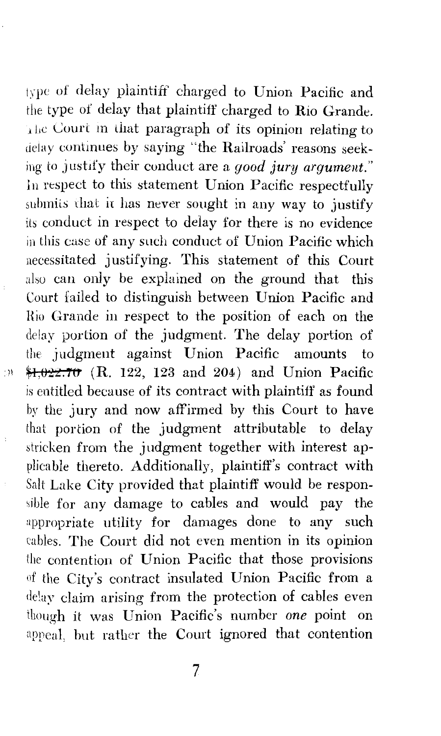type of delay plaintiff charged to Union Pacific and the type of delay that plaintiff charged to Rio Grande. The Court in that paragraph of its opinion relating to delay continues by saying "the Railroads' reasons seeking to justify their conduct are a *good jury argument.*" In respect to this statement Union Pacific respectfully submits that it has never sought in any way to justify its conduct in respect to delay for there is no evidence in this case of any such conduct of Union Pacific which necessitated justifying. This statement of this Court also can only be explained on the ground that this Court failed to distinguish between Union Pacific and Rio Grande in respect to the position of each on the delay portion of the judgment. The delay portion of the judgment against Union Pacific amounts to ~~$1,022.70~~ (R. 122, 123 and 204) and Union Pacific is entitled because of its contract with plaintiff as found by the jury and now affirmed by this Court to have that portion of the judgment attributable to delay stricken from the judgment together with interest applicable thereto. Additionally, plaintiff's contract with Salt Lake City provided that plaintiff would be responsible for any damage to cables and would pay the appropriate utility for damages done to any such cables. The Court did not even mention in its opinion the contention of Union Pacific that those provisions of the City's contract insulated Union Pacific from a delay claim arising from the protection of cables even though it was Union Pacific's number *one* point on appeal, but rather the Court ignored that contention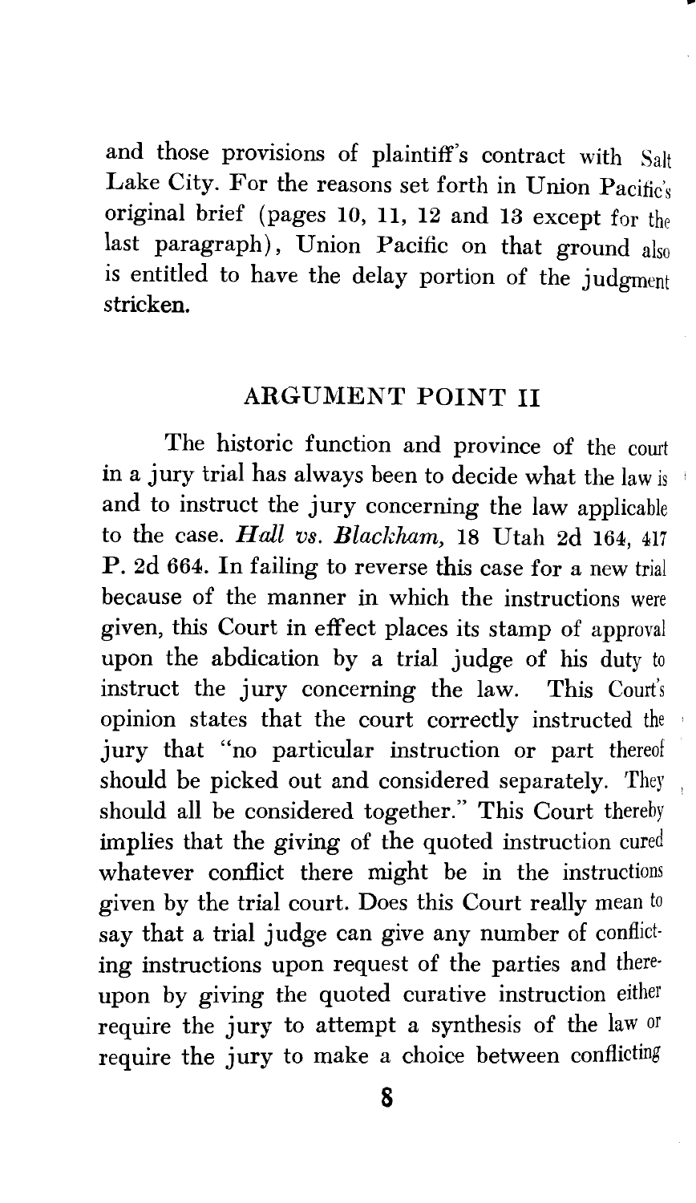and those provisions of plaintiff's contract with Salt Lake City. For the reasons set forth in Union Pacific's original brief (pages 10, 11, 12 and 13 except for the last paragraph), Union Pacific on that ground also is entitled to have the delay portion of the judgment stricken.

## ARGUMENT POINT II

The historic function and province of the court in a jury trial has always been to decide what the law is and to instruct the jury concerning the law applicable to the case. *Hall vs. Blackham,* 18 Utah 2d 164, 417 P. 2d 664. In failing to reverse this case for a new trial because of the manner in which the instructions were given, this Court in effect places its stamp of approval upon the abdication by a trial judge of his duty to instruct the jury concerning the law. This Court's opinion states that the court correctly instructed the jury that "no particular instruction or part thereof should be picked out and considered separately. They should all be considered together." This Court thereby implies that the giving of the quoted instruction cured whatever conflict there might be in the instructions given by the trial court. Does this Court really mean to say that a trial judge can give any number of conflicting instructions upon request of the parties and thereupon by giving the quoted curative instruction either require the jury to attempt a synthesis of the law or require the jury to make a choice between conflicting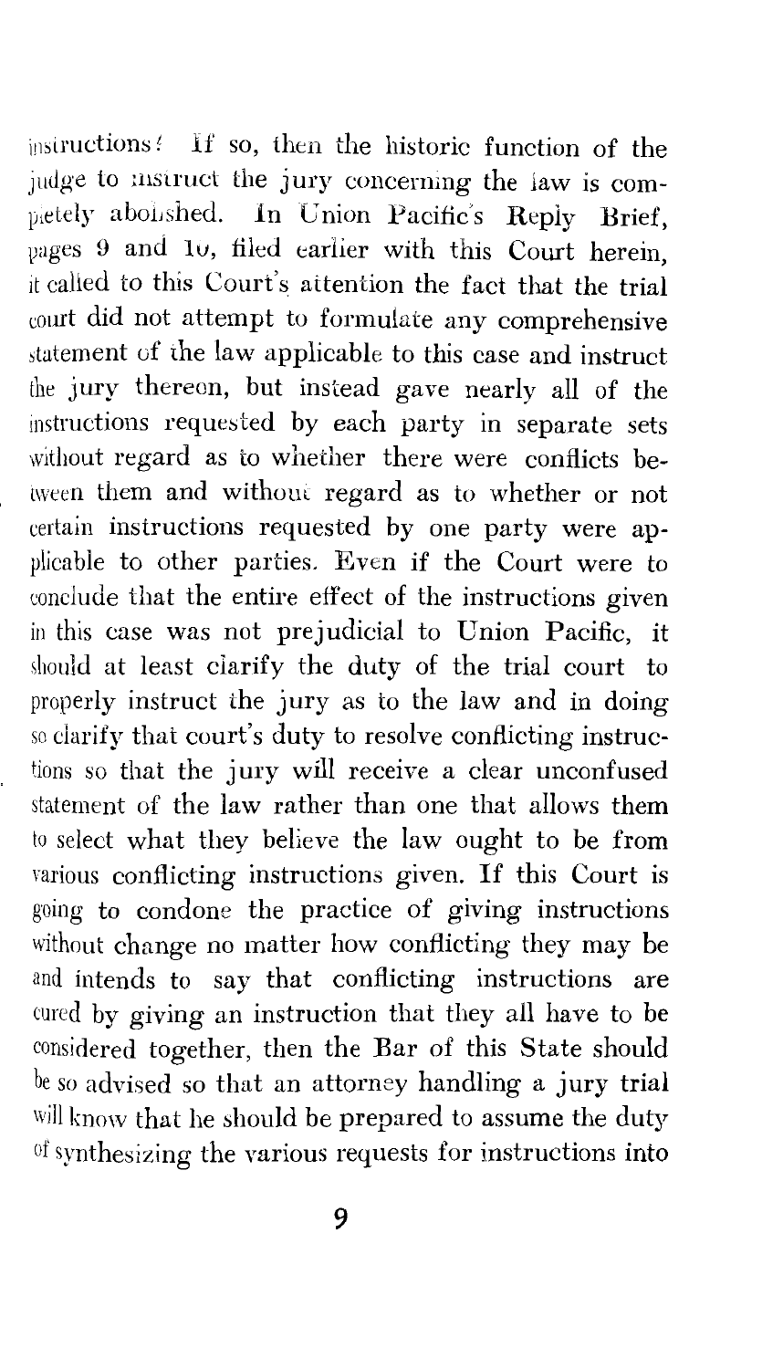instructions? If so, then the historic function of the judge to instruct the jury concerning the law is completely abolished. In Union Pacific's Reply Brief, pages 9 and 10, filed earlier with this Court herein, it called to this Court's attention the fact that the trial court did not attempt to formulate any comprehensive statement of the law applicable to this case and instruct the jury thereon, but instead gave nearly all of the instructions requested by each party in separate sets without regard as to whether there were conflicts between them and without regard as to whether or not certain instructions requested by one party were applicable to other parties. Even if the Court were to conclude that the entire effect of the instructions given in this case was not prejudicial to Union Pacific, it should at least clarify the duty of the trial court to properly instruct the jury as to the law and in doing so clarify that court's duty to resolve conflicting instructions so that the jury will receive a clear unconfused statement of the law rather than one that allows them to select what they believe the law ought to be from various conflicting instructions given. If this Court is going to condone the practice of giving instructions without change no matter how conflicting they may be and intends to say that conflicting instructions are cured by giving an instruction that they all have to be considered together, then the Bar of this State should be so advised so that an attorney handling a jury trial will know that he should be prepared to assume the duty of synthesizing the various requests for instructions into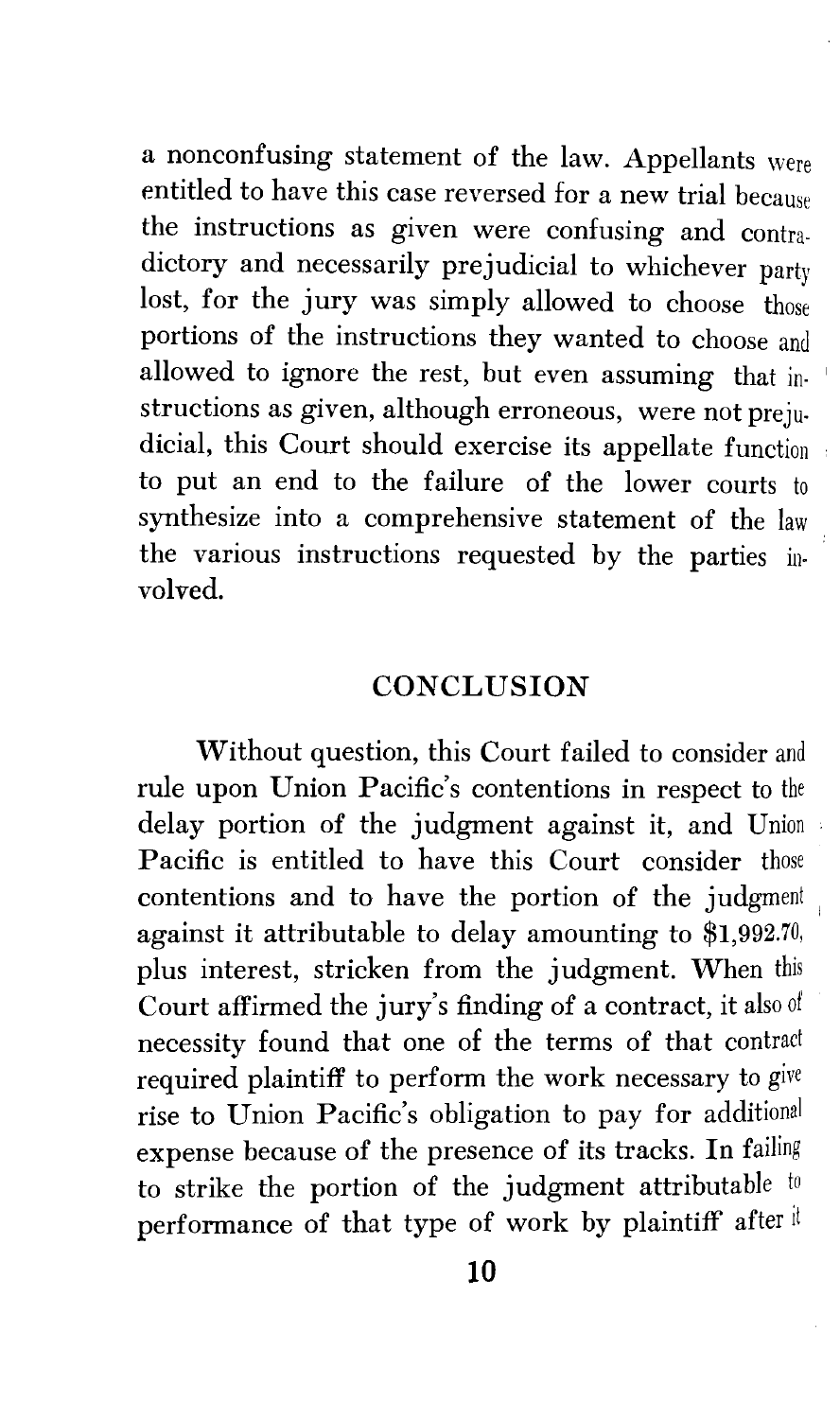a nonconfusing statement of the law. Appellants were entitled to have this case reversed for a new trial because the instructions as given were confusing and contradictory and necessarily prejudicial to whichever party lost, for the jury was simply allowed to choose those portions of the instructions they wanted to choose and allowed to ignore the rest, but even assuming that instructions as given, although erroneous, were not prejudicial, this Court should exercise its appellate function to put an end to the failure of the lower courts to synthesize into a comprehensive statement of the law the various instructions requested by the parties involved.

## CONCLUSION

Without question, this Court failed to consider and rule upon Union Pacific's contentions in respect to the delay portion of the judgment against it, and Union Pacific is entitled to have this Court consider those contentions and to have the portion of the judgment against it attributable to delay amounting to $1,992.70, plus interest, stricken from the judgment. When this Court affirmed the jury's finding of a contract, it also of necessity found that one of the terms of that contract required plaintiff to perform the work necessary to give rise to Union Pacific's obligation to pay for additional expense because of the presence of its tracks. In failing to strike the portion of the judgment attributable to performance of that type of work by plaintiff after it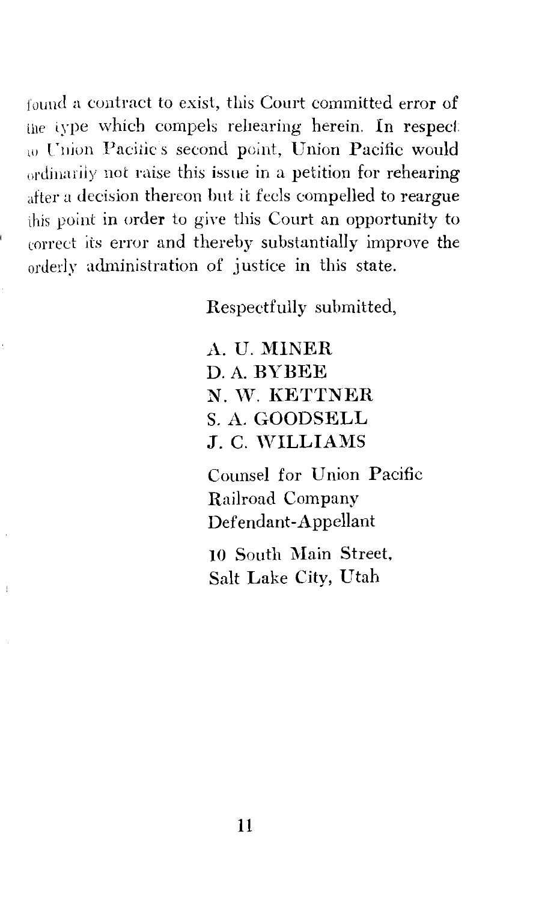found a contract to exist, this Court committed error of the type which compels rehearing herein. In respect to Union Pacific's second point, Union Pacific would ordinarily not raise this issue in a petition for rehearing after a decision thereon but it feels compelled to reargue this point in order to give this Court an opportunity to correct its error and thereby substantially improve the orderly administration of justice in this state.

Respectfully submitted,

A. U. MINER
D. A. BYBEE
N. W. KETTNER
S. A. GOODSELL
J. C. WILLIAMS

Counsel for Union Pacific Railroad Company
Defendant-Appellant

10 South Main Street,
Salt Lake City, Utah